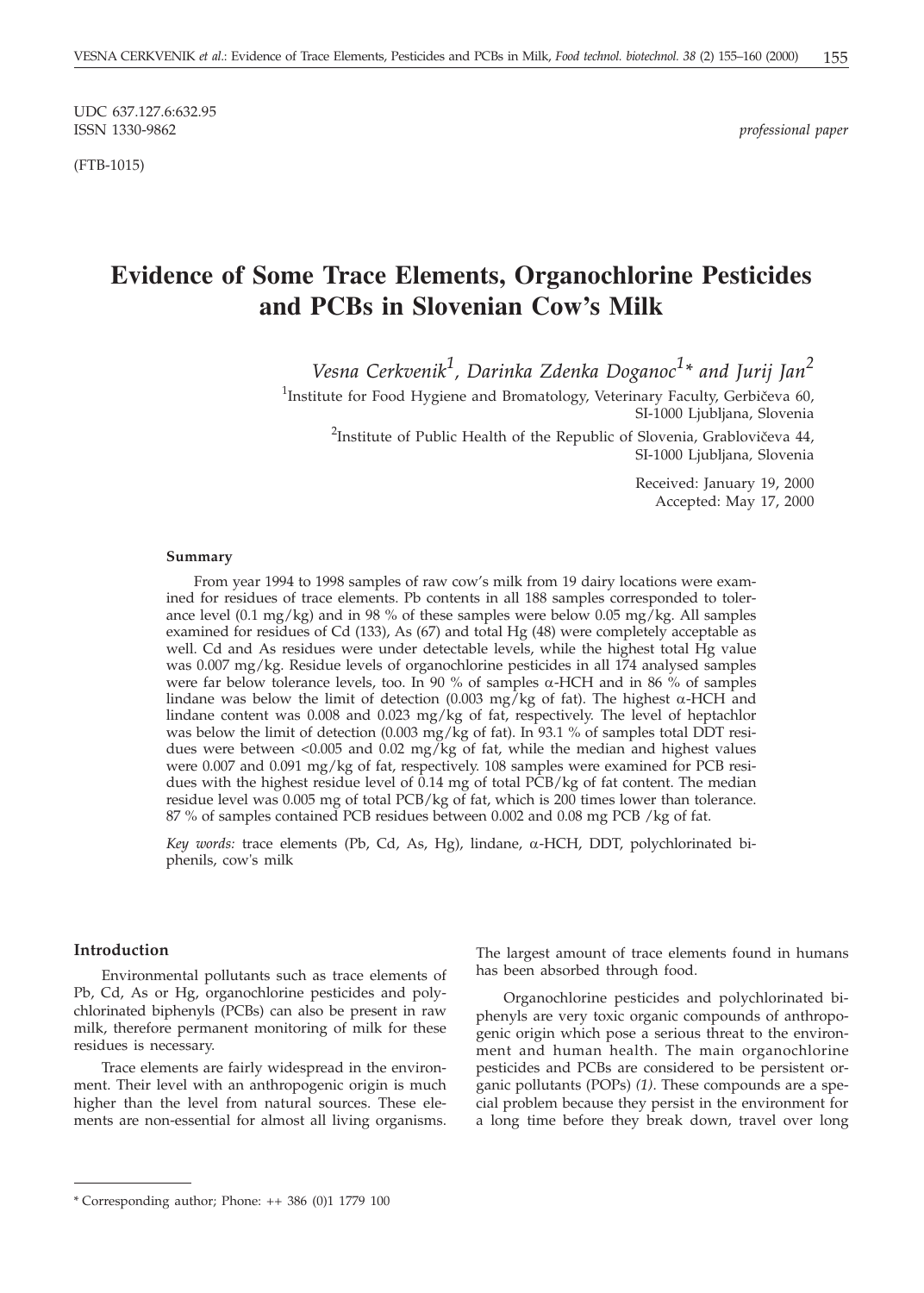UDC 637.127.6:632.95
ISSN 1330-9862

*professional paper*

(FTB-1015)

# Evidence of Some Trace Elements, Organochlorine Pesticides and PCBs in Slovenian Cow's Milk

*Vesna Cerkvenik*[1], *Darinka Zdenka Doganoc*[1]* *and Jurij Jan*[2]

[1]Institute for Food Hygiene and Bromatology, Veterinary Faculty, Gerbičeva 60, SI-1000 Ljubljana, Slovenia

[2]Institute of Public Health of the Republic of Slovenia, Grablovičeva 44, SI-1000 Ljubljana, Slovenia

Received: January 19, 2000
Accepted: May 17, 2000

#### Summary

From year 1994 to 1998 samples of raw cow's milk from 19 dairy locations were examined for residues of trace elements. Pb contents in all 188 samples corresponded to tolerance level (0.1 mg/kg) and in 98 % of these samples were below 0.05 mg/kg. All samples examined for residues of Cd (133), As (67) and total Hg (48) were completely acceptable as well. Cd and As residues were under detectable levels, while the highest total Hg value was 0.007 mg/kg. Residue levels of organochlorine pesticides in all 174 analysed samples were far below tolerance levels, too. In 90 % of samples α-HCH and in 86 % of samples lindane was below the limit of detection (0.003 mg/kg of fat). The highest α-HCH and lindane content was 0.008 and 0.023 mg/kg of fat, respectively. The level of heptachlor was below the limit of detection (0.003 mg/kg of fat). In 93.1 % of samples total DDT residues were between <0.005 and 0.02 mg/kg of fat, while the median and highest values were 0.007 and 0.091 mg/kg of fat, respectively. 108 samples were examined for PCB residues with the highest residue level of 0.14 mg of total PCB/kg of fat content. The median residue level was 0.005 mg of total PCB/kg of fat, which is 200 times lower than tolerance. 87 % of samples contained PCB residues between 0.002 and 0.08 mg PCB /kg of fat.

*Key words:* trace elements (Pb, Cd, As, Hg), lindane, α-HCH, DDT, polychlorinated biphenils, cow's milk

#### Introduction

Environmental pollutants such as trace elements of Pb, Cd, As or Hg, organochlorine pesticides and polychlorinated biphenyls (PCBs) can also be present in raw milk, therefore permanent monitoring of milk for these residues is necessary.

Trace elements are fairly widespread in the environment. Their level with an anthropogenic origin is much higher than the level from natural sources. These elements are non-essential for almost all living organisms. The largest amount of trace elements found in humans has been absorbed through food.

Organochlorine pesticides and polychlorinated biphenyls are very toxic organic compounds of anthropogenic origin which pose a serious threat to the environment and human health. The main organochlorine pesticides and PCBs are considered to be persistent organic pollutants (POPs) *(1)*. These compounds are a special problem because they persist in the environment for a long time before they break down, travel over long

\* Corresponding author; Phone: ++ 386 (0)1 1779 100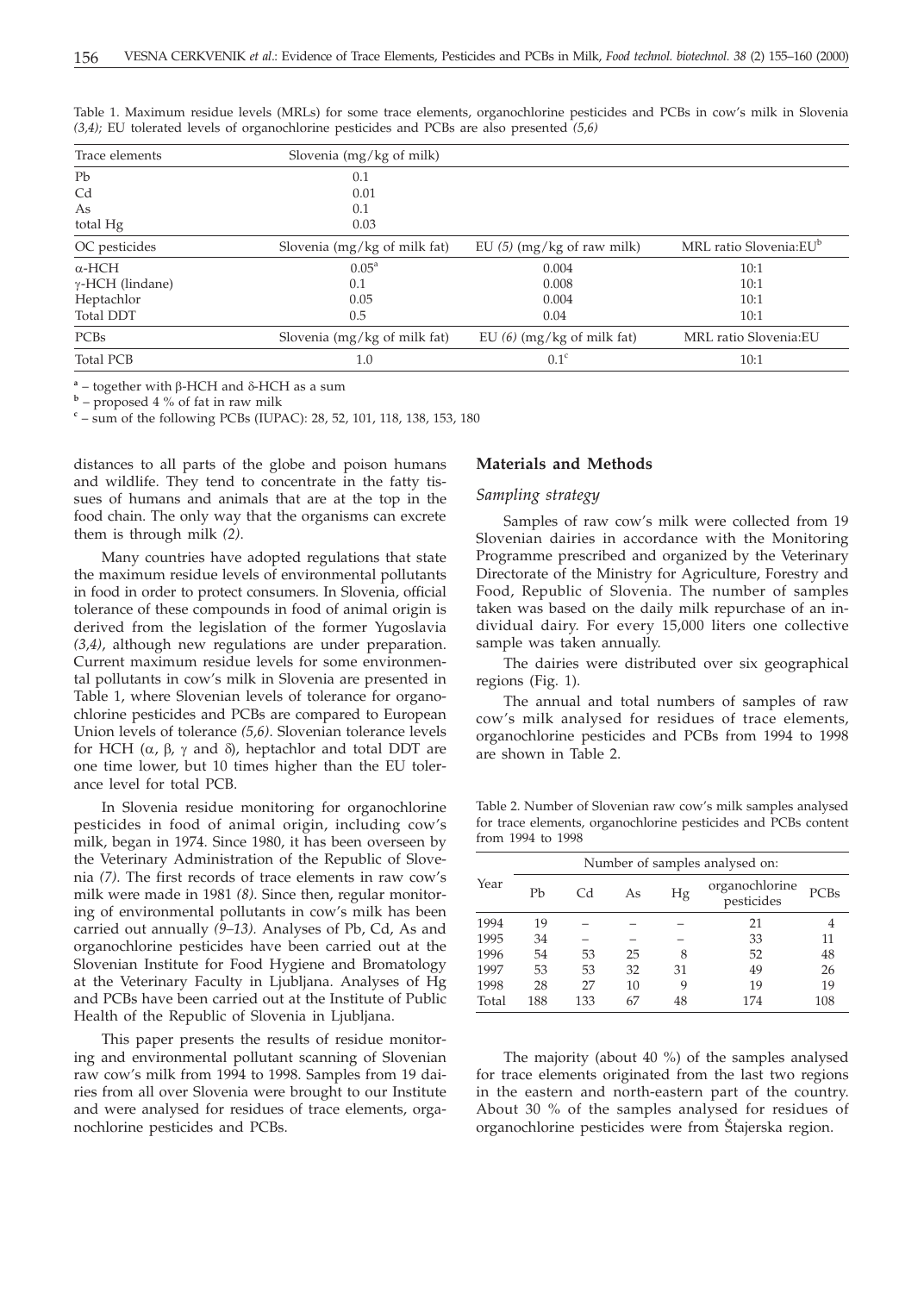Table 1. Maximum residue levels (MRLs) for some trace elements, organochlorine pesticides and PCBs in cow's milk in Slovenia *(3,4)*; EU tolerated levels of organochlorine pesticides and PCBs are also presented *(5,6)*

| Trace elements | Slovenia (mg/kg of milk) | | |
|---|---|---|---|
| Pb | 0.1 | | |
| Cd | 0.01 | | |
| As | 0.1 | | |
| total Hg | 0.03 | | |
| OC pesticides | Slovenia (mg/kg of milk fat) | EU *(5)* (mg/kg of raw milk) | MRL ratio Slovenia:EU[b] |
| α-HCH | 0.05[a] | 0.004 | 10:1 |
| γ-HCH (lindane) | 0.1 | 0.008 | 10:1 |
| Heptachlor | 0.05 | 0.004 | 10:1 |
| Total DDT | 0.5 | 0.04 | 10:1 |
| PCBs | Slovenia (mg/kg of milk fat) | EU *(6)* (mg/kg of milk fat) | MRL ratio Slovenia:EU |
| Total PCB | 1.0 | 0.1[c] | 10:1 |

[a] – together with β-HCH and δ-HCH as a sum
[b] – proposed 4 % of fat in raw milk
[c] – sum of the following PCBs (IUPAC): 28, 52, 101, 118, 138, 153, 180

distances to all parts of the globe and poison humans and wildlife. They tend to concentrate in the fatty tissues of humans and animals that are at the top in the food chain. The only way that the organisms can excrete them is through milk *(2)*.

Many countries have adopted regulations that state the maximum residue levels of environmental pollutants in food in order to protect consumers. In Slovenia, official tolerance of these compounds in food of animal origin is derived from the legislation of the former Yugoslavia *(3,4)*, although new regulations are under preparation. Current maximum residue levels for some environmental pollutants in cow's milk in Slovenia are presented in Table 1, where Slovenian levels of tolerance for organochlorine pesticides and PCBs are compared to European Union levels of tolerance *(5,6)*. Slovenian tolerance levels for HCH (α, β, γ and δ), heptachlor and total DDT are one time lower, but 10 times higher than the EU tolerance level for total PCB.

In Slovenia residue monitoring for organochlorine pesticides in food of animal origin, including cow's milk, began in 1974. Since 1980, it has been overseen by the Veterinary Administration of the Republic of Slovenia *(7)*. The first records of trace elements in raw cow's milk were made in 1981 *(8)*. Since then, regular monitoring of environmental pollutants in cow's milk has been carried out annually *(9–13)*. Analyses of Pb, Cd, As and organochlorine pesticides have been carried out at the Slovenian Institute for Food Hygiene and Bromatology at the Veterinary Faculty in Ljubljana. Analyses of Hg and PCBs have been carried out at the Institute of Public Health of the Republic of Slovenia in Ljubljana.

This paper presents the results of residue monitoring and environmental pollutant scanning of Slovenian raw cow's milk from 1994 to 1998. Samples from 19 dairies from all over Slovenia were brought to our Institute and were analysed for residues of trace elements, organochlorine pesticides and PCBs.

## Materials and Methods

### *Sampling strategy*

Samples of raw cow's milk were collected from 19 Slovenian dairies in accordance with the Monitoring Programme prescribed and organized by the Veterinary Directorate of the Ministry for Agriculture, Forestry and Food, Republic of Slovenia. The number of samples taken was based on the daily milk repurchase of an individual dairy. For every 15,000 liters one collective sample was taken annually.

The dairies were distributed over six geographical regions (Fig. 1).

The annual and total numbers of samples of raw cow's milk analysed for residues of trace elements, organochlorine pesticides and PCBs from 1994 to 1998 are shown in Table 2.

Table 2. Number of Slovenian raw cow's milk samples analysed for trace elements, organochlorine pesticides and PCBs content from 1994 to 1998

| Year | Number of samples analysed on: | | | | | |
|---|---|---|---|---|---|---|
| | Pb | Cd | As | Hg | organochlorine pesticides | PCBs |
| 1994 | 19 | – | – | – | 21 | 4 |
| 1995 | 34 | – | – | – | 33 | 11 |
| 1996 | 54 | 53 | 25 | 8 | 52 | 48 |
| 1997 | 53 | 53 | 32 | 31 | 49 | 26 |
| 1998 | 28 | 27 | 10 | 9 | 19 | 19 |
| Total | 188 | 133 | 67 | 48 | 174 | 108 |

The majority (about 40 %) of the samples analysed for trace elements originated from the last two regions in the eastern and north-eastern part of the country. About 30 % of the samples analysed for residues of organochlorine pesticides were from Štajerska region.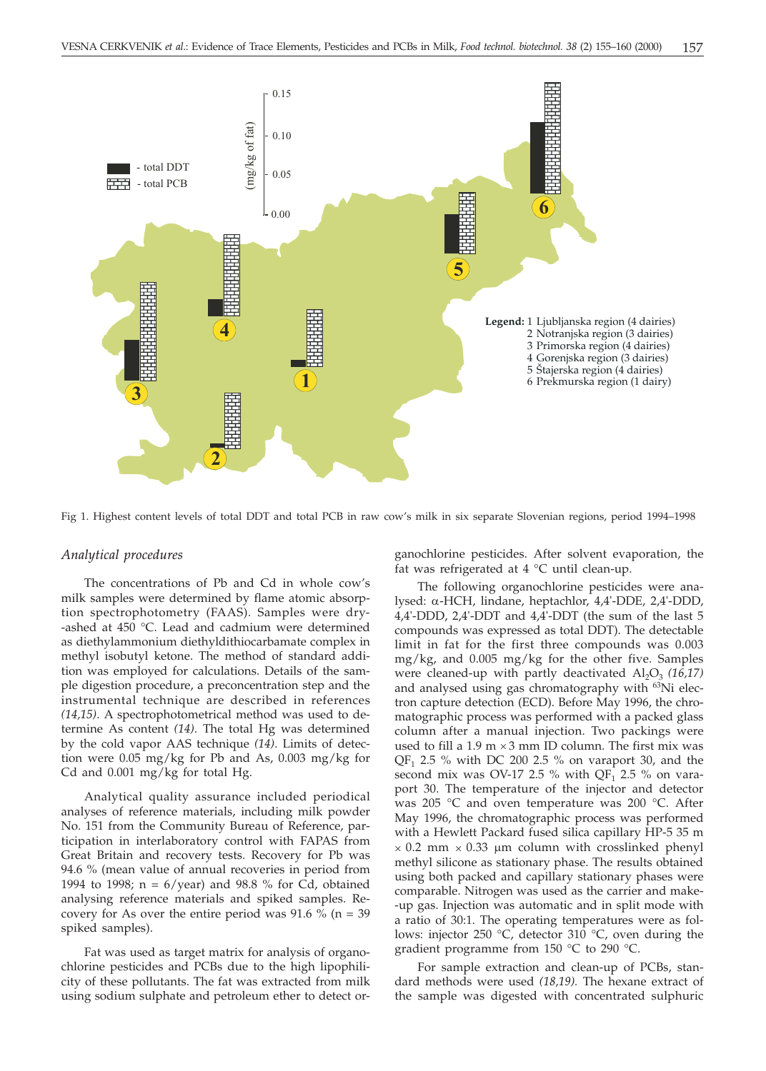Fig 1. Highest content levels of total DDT and total PCB in raw cow's milk in six separate Slovenian regions, period 1994–1998

### *Analytical procedures*

The concentrations of Pb and Cd in whole cow's milk samples were determined by flame atomic absorption spectrophotometry (FAAS). Samples were dry-ashed at 450 °C. Lead and cadmium were determined as diethylammonium diethyldithiocarbamate complex in methyl isobutyl ketone. The method of standard addition was employed for calculations. Details of the sample digestion procedure, a preconcentration step and the instrumental technique are described in references *(14,15)*. A spectrophotometrical method was used to determine As content *(14)*. The total Hg was determined by the cold vapor AAS technique *(14)*. Limits of detection were 0.05 mg/kg for Pb and As, 0.003 mg/kg for Cd and 0.001 mg/kg for total Hg.

Analytical quality assurance included periodical analyses of reference materials, including milk powder No. 151 from the Community Bureau of Reference, participation in interlaboratory control with FAPAS from Great Britain and recovery tests. Recovery for Pb was 94.6 % (mean value of annual recoveries in period from 1994 to 1998; n = 6/year) and 98.8 % for Cd, obtained analysing reference materials and spiked samples. Recovery for As over the entire period was 91.6 % (n = 39 spiked samples).

Fat was used as target matrix for analysis of organochlorine pesticides and PCBs due to the high lipophilicity of these pollutants. The fat was extracted from milk using sodium sulphate and petroleum ether to detect organochlorine pesticides. After solvent evaporation, the fat was refrigerated at 4 °C until clean-up.

The following organochlorine pesticides were analysed: α-HCH, lindane, heptachlor, 4,4'-DDE, 2,4'-DDD, 4,4'-DDD, 2,4'-DDT and 4,4'-DDT (the sum of the last 5 compounds was expressed as total DDT). The detectable limit in fat for the first three compounds was 0.003 mg/kg, and 0.005 mg/kg for the other five. Samples were cleaned-up with partly deactivated $Al_2O_3$ *(16,17)* and analysed using gas chromatography with $^{63}Ni$ electron capture detection (ECD). Before May 1996, the chromatographic process was performed with a packed glass column after a manual injection. Two packings were used to fill a 1.9 m × 3 mm ID column. The first mix was $QF_1$ 2.5 % with DC 200 2.5 % on varaport 30, and the second mix was OV-17 2.5 % with $QF_1$ 2.5 % on varaport 30. The temperature of the injector and detector was 205 °C and oven temperature was 200 °C. After May 1996, the chromatographic process was performed with a Hewlett Packard fused silica capillary HP-5 35 m × 0.2 mm × 0.33 µm column with crosslinked phenyl methyl silicone as stationary phase. The results obtained using both packed and capillary stationary phases were comparable. Nitrogen was used as the carrier and make-up gas. Injection was automatic and in split mode with a ratio of 30:1. The operating temperatures were as follows: injector 250 °C, detector 310 °C, oven during the gradient programme from 150 °C to 290 °C.

For sample extraction and clean-up of PCBs, standard methods were used *(18,19)*. The hexane extract of the sample was digested with concentrated sulphuric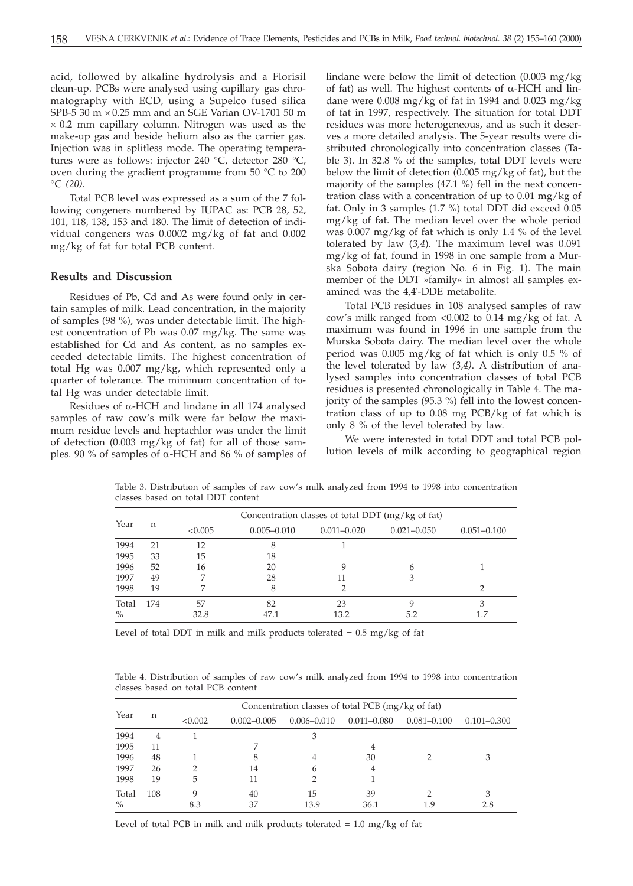acid, followed by alkaline hydrolysis and a Florisil clean-up. PCBs were analysed using capillary gas chromatography with ECD, using a Supelco fused silica SPB-5 30 m × 0.25 mm and an SGE Varian OV-1701 50 m × 0.2 mm capillary column. Nitrogen was used as the make-up gas and beside helium also as the carrier gas. Injection was in splitless mode. The operating temperatures were as follows: injector 240 °C, detector 280 °C, oven during the gradient programme from 50 °C to 200 °C *(20)*.

Total PCB level was expressed as a sum of the 7 following congeners numbered by IUPAC as: PCB 28, 52, 101, 118, 138, 153 and 180. The limit of detection of individual congeners was 0.0002 mg/kg of fat and 0.002 mg/kg of fat for total PCB content.

## Results and Discussion

Residues of Pb, Cd and As were found only in certain samples of milk. Lead concentration, in the majority of samples (98 %), was under detectable limit. The highest concentration of Pb was 0.07 mg/kg. The same was established for Cd and As content, as no samples exceeded detectable limits. The highest concentration of total Hg was 0.007 mg/kg, which represented only a quarter of tolerance. The minimum concentration of total Hg was under detectable limit.

Residues of α-HCH and lindane in all 174 analysed samples of raw cow's milk were far below the maximum residue levels and heptachlor was under the limit of detection (0.003 mg/kg of fat) for all of those samples. 90 % of samples of α-HCH and 86 % of samples of lindane were below the limit of detection (0.003 mg/kg of fat) as well. The highest contents of α-HCH and lindane were 0.008 mg/kg of fat in 1994 and 0.023 mg/kg of fat in 1997, respectively. The situation for total DDT residues was more heterogeneous, and as such it deserves a more detailed analysis. The 5-year results were distributed chronologically into concentration classes (Table 3). In 32.8 % of the samples, total DDT levels were below the limit of detection (0.005 mg/kg of fat), but the majority of the samples (47.1 %) fell in the next concentration class with a concentration of up to 0.01 mg/kg of fat. Only in 3 samples (1.7 %) total DDT did exceed 0.05 mg/kg of fat. The median level over the whole period was 0.007 mg/kg of fat which is only 1.4 % of the level tolerated by law (*3,4*). The maximum level was 0.091 mg/kg of fat, found in 1998 in one sample from a Murska Sobota dairy (region No. 6 in Fig. 1). The main member of the DDT »family« in almost all samples examined was the 4,4'-DDE metabolite.

Total PCB residues in 108 analysed samples of raw cow's milk ranged from <0.002 to 0.14 mg/kg of fat. A maximum was found in 1996 in one sample from the Murska Sobota dairy. The median level over the whole period was 0.005 mg/kg of fat which is only 0.5 % of the level tolerated by law *(3,4)*. A distribution of analysed samples into concentration classes of total PCB residues is presented chronologically in Table 4. The majority of the samples (95.3 %) fell into the lowest concentration class of up to 0.08 mg PCB/kg of fat which is only 8 % of the level tolerated by law.

We were interested in total DDT and total PCB pollution levels of milk according to geographical region

Table 3. Distribution of samples of raw cow's milk analyzed from 1994 to 1998 into concentration classes based on total DDT content

| Year | n | Concentration classes of total DDT (mg/kg of fat) | | | | |
|---|---|---|---|---|---|---|
| | | <0.005 | 0.005–0.010 | 0.011–0.020 | 0.021–0.050 | 0.051–0.100 |
| 1994 | 21 | 12 | 8 | 1 | | |
| 1995 | 33 | 15 | 18 | | | |
| 1996 | 52 | 16 | 20 | 9 | 6 | 1 |
| 1997 | 49 | 7 | 28 | 11 | 3 | |
| 1998 | 19 | 7 | 8 | 2 | | 2 |
| Total | 174 | 57 | 82 | 23 | 9 | 3 |
| % | | 32.8 | 47.1 | 13.2 | 5.2 | 1.7 |

Level of total DDT in milk and milk products tolerated = 0.5 mg/kg of fat

Table 4. Distribution of samples of raw cow's milk analyzed from 1994 to 1998 into concentration classes based on total PCB content

| Year | n | Concentration classes of total PCB (mg/kg of fat) | | | | | |
|---|---|---|---|---|---|---|---|
| | | <0.002 | 0.002–0.005 | 0.006–0.010 | 0.011–0.080 | 0.081–0.100 | 0.101–0.300 |
| 1994 | 4 | 1 | | 3 | | | |
| 1995 | 11 | | 7 | | 4 | | |
| 1996 | 48 | 1 | 8 | 4 | 30 | 2 | 3 |
| 1997 | 26 | 2 | 14 | 6 | 4 | | |
| 1998 | 19 | 5 | 11 | 2 | 1 | | |
| Total | 108 | 9 | 40 | 15 | 39 | 2 | 3 |
| % | | 8.3 | 37 | 13.9 | 36.1 | 1.9 | 2.8 |

Level of total PCB in milk and milk products tolerated = 1.0 mg/kg of fat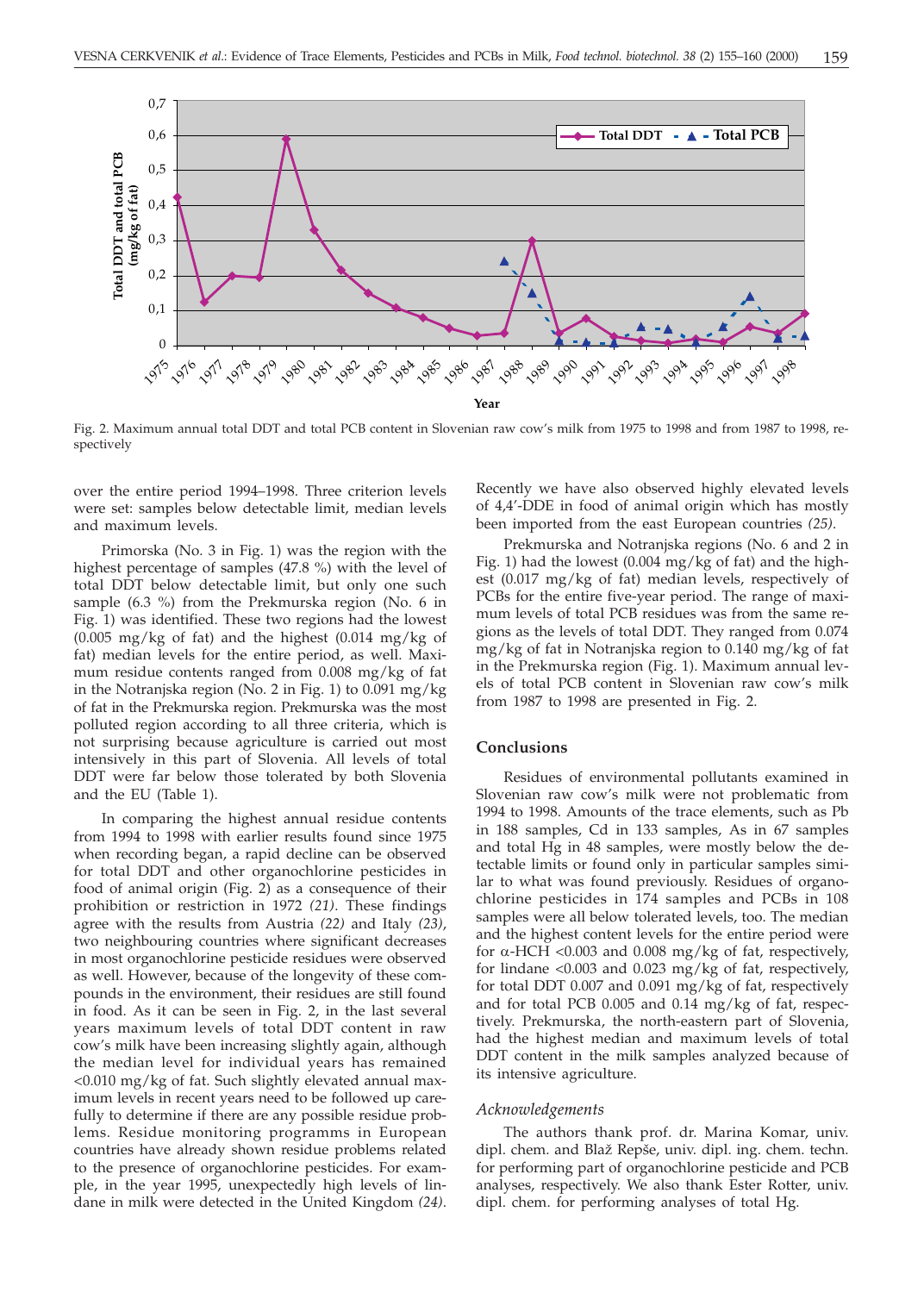Fig. 2. Maximum annual total DDT and total PCB content in Slovenian raw cow's milk from 1975 to 1998 and from 1987 to 1998, respectively

over the entire period 1994–1998. Three criterion levels were set: samples below detectable limit, median levels and maximum levels.

Primorska (No. 3 in Fig. 1) was the region with the highest percentage of samples (47.8 %) with the level of total DDT below detectable limit, but only one such sample (6.3 %) from the Prekmurska region (No. 6 in Fig. 1) was identified. These two regions had the lowest (0.005 mg/kg of fat) and the highest (0.014 mg/kg of fat) median levels for the entire period, as well. Maximum residue contents ranged from 0.008 mg/kg of fat in the Notranjska region (No. 2 in Fig. 1) to 0.091 mg/kg of fat in the Prekmurska region. Prekmurska was the most polluted region according to all three criteria, which is not surprising because agriculture is carried out most intensively in this part of Slovenia. All levels of total DDT were far below those tolerated by both Slovenia and the EU (Table 1).

In comparing the highest annual residue contents from 1994 to 1998 with earlier results found since 1975 when recording began, a rapid decline can be observed for total DDT and other organochlorine pesticides in food of animal origin (Fig. 2) as a consequence of their prohibition or restriction in 1972 *(21)*. These findings agree with the results from Austria *(22)* and Italy *(23)*, two neighbouring countries where significant decreases in most organochlorine pesticide residues were observed as well. However, because of the longevity of these compounds in the environment, their residues are still found in food. As it can be seen in Fig. 2, in the last several years maximum levels of total DDT content in raw cow's milk have been increasing slightly again, although the median level for individual years has remained <0.010 mg/kg of fat. Such slightly elevated annual maximum levels in recent years need to be followed up carefully to determine if there are any possible residue problems. Residue monitoring programms in European countries have already shown residue problems related to the presence of organochlorine pesticides. For example, in the year 1995, unexpectedly high levels of lindane in milk were detected in the United Kingdom *(24)*. Recently we have also observed highly elevated levels of 4,4'-DDE in food of animal origin which has mostly been imported from the east European countries *(25)*.

Prekmurska and Notranjska regions (No. 6 and 2 in Fig. 1) had the lowest (0.004 mg/kg of fat) and the highest (0.017 mg/kg of fat) median levels, respectively of PCBs for the entire five-year period. The range of maximum levels of total PCB residues was from the same regions as the levels of total DDT. They ranged from 0.074 mg/kg of fat in Notranjska region to 0.140 mg/kg of fat in the Prekmurska region (Fig. 1). Maximum annual levels of total PCB content in Slovenian raw cow's milk from 1987 to 1998 are presented in Fig. 2.

## Conclusions

Residues of environmental pollutants examined in Slovenian raw cow's milk were not problematic from 1994 to 1998. Amounts of the trace elements, such as Pb in 188 samples, Cd in 133 samples, As in 67 samples and total Hg in 48 samples, were mostly below the detectable limits or found only in particular samples similar to what was found previously. Residues of organochlorine pesticides in 174 samples and PCBs in 108 samples were all below tolerated levels, too. The median and the highest content levels for the entire period were for α-HCH <0.003 and 0.008 mg/kg of fat, respectively, for lindane <0.003 and 0.023 mg/kg of fat, respectively, for total DDT 0.007 and 0.091 mg/kg of fat, respectively and for total PCB 0.005 and 0.14 mg/kg of fat, respectively. Prekmurska, the north-eastern part of Slovenia, had the highest median and maximum levels of total DDT content in the milk samples analyzed because of its intensive agriculture.

### *Acknowledgements*

The authors thank prof. dr. Marina Komar, univ. dipl. chem. and Blaž Repše, univ. dipl. ing. chem. techn. for performing part of organochlorine pesticide and PCB analyses, respectively. We also thank Ester Rotter, univ. dipl. chem. for performing analyses of total Hg.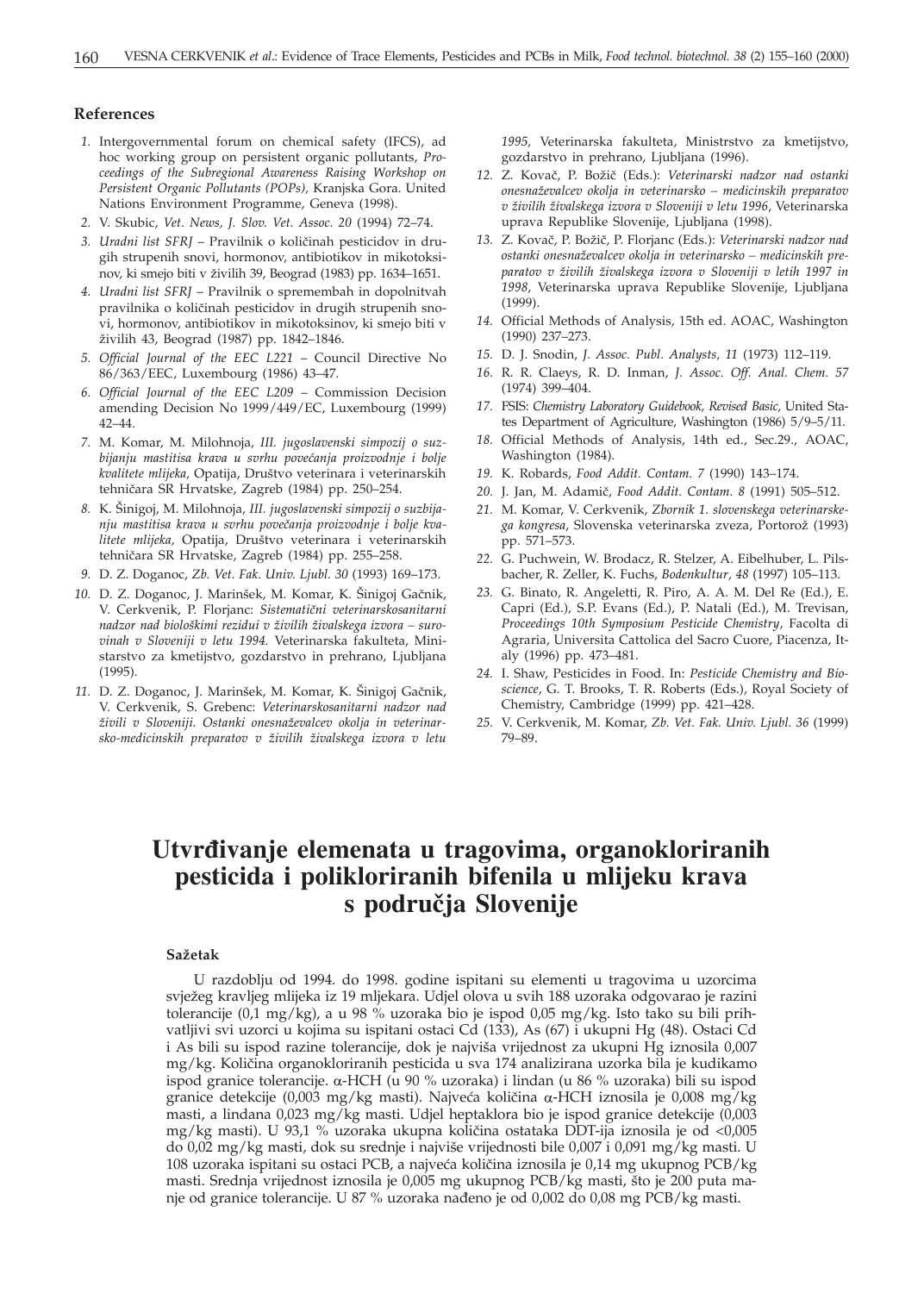## References

1. Intergovernmental forum on chemical safety (IFCS), ad hoc working group on persistent organic pollutants, *Proceedings of the Subregional Awareness Raising Workshop on Persistent Organic Pollutants (POPs)*, Kranjska Gora. United Nations Environment Programme, Geneva (1998).
2. V. Skubic, *Vet. News, J. Slov. Vet. Assoc. 20* (1994) 72–74.
3. *Uradni list SFRJ* – Pravilnik o količinah pesticidov in drugih strupenih snovi, hormonov, antibiotikov in mikotoksinov, ki smejo biti v živilih 39, Beograd (1983) pp. 1634–1651.
4. *Uradni list SFRJ* – Pravilnik o spremembah in dopolnitvah pravilnika o količinah pesticidov in drugih strupenih snovi, hormonov, antibiotikov in mikotoksinov, ki smejo biti v živilih 43, Beograd (1987) pp. 1842–1846.
5. *Official Journal of the EEC L221* – Council Directive No 86/363/EEC, Luxembourg (1986) 43–47.
6. *Official Journal of the EEC L209* – Commission Decision amending Decision No 1999/449/EC, Luxembourg (1999) 42–44.
7. M. Komar, M. Milohnoja, *III. jugoslavenski simpozij o suzbijanju mastitisa krava u svrhu povećanja proizvodnje i bolje kvalitete mlijeka*, Opatija, Društvo veterinara i veterinarskih tehničara SR Hrvatske, Zagreb (1984) pp. 250–254.
8. K. Šinigoj, M. Milohnoja, *III. jugoslavenski simpozij o suzbijanju mastitisa krava u svrhu povečanja proizvodnje i bolje kvalitete mlijeka*, Opatija, Društvo veterinara i veterinarskih tehničara SR Hrvatske, Zagreb (1984) pp. 255–258.
9. D. Z. Doganoc, *Zb. Vet. Fak. Univ. Ljubl. 30* (1993) 169–173.
10. D. Z. Doganoc, J. Marinšek, M. Komar, K. Šinigoj Gačnik, V. Cerkvenik, P. Florjanc: *Sistematični veterinarskosanitarni nadzor nad biološkimi rezidui v živilih živalskega izvora – surovinah v Sloveniji v letu 1994.* Veterinarska fakulteta, Ministarstvo za kmetijstvo, gozdarstvo in prehrano, Ljubljana (1995).
11. D. Z. Doganoc, J. Marinšek, M. Komar, K. Šinigoj Gačnik, V. Cerkvenik, S. Grebenc: *Veterinarskosanitarni nadzor nad živili v Sloveniji. Ostanki onesnaževalcev okolja in veterinarsko-medicinskih preparatov v živilih živalskega izvora v letu 1995*, Veterinarska fakulteta, Ministrstvo za kmetijstvo, gozdarstvo in prehrano, Ljubljana (1996).
12. Z. Kovač, P. Božič (Eds.): *Veterinarski nadzor nad ostanki onesnaževalcev okolja in veterinarsko – medicinskih preparatov v živilih živalskega izvora v Sloveniji v letu 1996*, Veterinarska uprava Republike Slovenije, Ljubljana (1998).
13. Z. Kovač, P. Božič, P. Florjanc (Eds.): *Veterinarski nadzor nad ostanki onesnaževalcev okolja in veterinarsko – medicinskih preparatov v živilih živalskega izvora v Sloveniji v letih 1997 in 1998*, Veterinarska uprava Republike Slovenije, Ljubljana (1999).
14. Official Methods of Analysis, 15th ed. AOAC, Washington (1990) 237–273.
15. D. J. Snodin, *J. Assoc. Publ. Analysts, 11* (1973) 112–119.
16. R. R. Claeys, R. D. Inman, *J. Assoc. Off. Anal. Chem. 57* (1974) 399–404.
17. FSIS: *Chemistry Laboratory Guidebook, Revised Basic*, United States Department of Agriculture, Washington (1986) 5/9–5/11.
18. Official Methods of Analysis, 14th ed., Sec.29., AOAC, Washington (1984).
19. K. Robards, *Food Addit. Contam. 7* (1990) 143–174.
20. J. Jan, M. Adamič, *Food Addit. Contam. 8* (1991) 505–512.
21. M. Komar, V. Cerkvenik, *Zbornik 1. slovenskega veterinarskega kongresa*, Slovenska veterinarska zveza, Portorož (1993) pp. 571–573.
22. G. Puchwein, W. Brodacz, R. Stelzer, A. Eibelhuber, L. Pilsbacher, R. Zeller, K. Fuchs, *Bodenkultur*, *48* (1997) 105–113.
23. G. Binato, R. Angeletti, R. Piro, A. A. M. Del Re (Ed.), E. Capri (Ed.), S.P. Evans (Ed.), P. Natali (Ed.), M. Trevisan, *Proceedings 10th Symposium Pesticide Chemistry*, Facolta di Agraria, Universita Cattolica del Sacro Cuore, Piacenza, Italy (1996) pp. 473–481.
24. I. Shaw, Pesticides in Food. In: *Pesticide Chemistry and Bioscience*, G. T. Brooks, T. R. Roberts (Eds.), Royal Society of Chemistry, Cambridge (1999) pp. 421–428.
25. V. Cerkvenik, M. Komar, *Zb. Vet. Fak. Univ. Ljubl. 36* (1999) 79–89.

# Utvrđivanje elemenata u tragovima, organokloriranih pesticida i polikloriranih bifenila u mlijeku krava s područja Slovenije

### Sažetak

U razdoblju od 1994. do 1998. godine ispitani su elementi u tragovima u uzorcima svježeg kravljeg mlijeka iz 19 mljekara. Udjel olova u svih 188 uzoraka odgovarao je razini tolerancije (0,1 mg/kg), a u 98 % uzoraka bio je ispod 0,05 mg/kg. Isto tako su bili prihvatljivi svi uzorci u kojima su ispitani ostaci Cd (133), As (67) i ukupni Hg (48). Ostaci Cd i As bili su ispod razine tolerancije, dok je najviša vrijednost za ukupni Hg iznosila 0,007 mg/kg. Količina organokloriranih pesticida u sva 174 analizirana uzorka bila je kudikamo ispod granice tolerancije. α-HCH (u 90 % uzoraka) i lindan (u 86 % uzoraka) bili su ispod granice detekcije (0,003 mg/kg masti). Najveća količina α-HCH iznosila je 0,008 mg/kg masti, a lindana 0,023 mg/kg masti. Udjel heptaklora bio je ispod granice detekcije (0,003 mg/kg masti). U 93,1 % uzoraka ukupna količina ostataka DDT-ija iznosila je od <0,005 do 0,02 mg/kg masti, dok su srednje i najviše vrijednosti bile 0,007 i 0,091 mg/kg masti. U 108 uzoraka ispitani su ostaci PCB, a najveća količina iznosila je 0,14 mg ukupnog PCB/kg masti. Srednja vrijednost iznosila je 0,005 mg ukupnog PCB/kg masti, što je 200 puta manje od granice tolerancije. U 87 % uzoraka nađeno je od 0,002 do 0,08 mg PCB/kg masti.